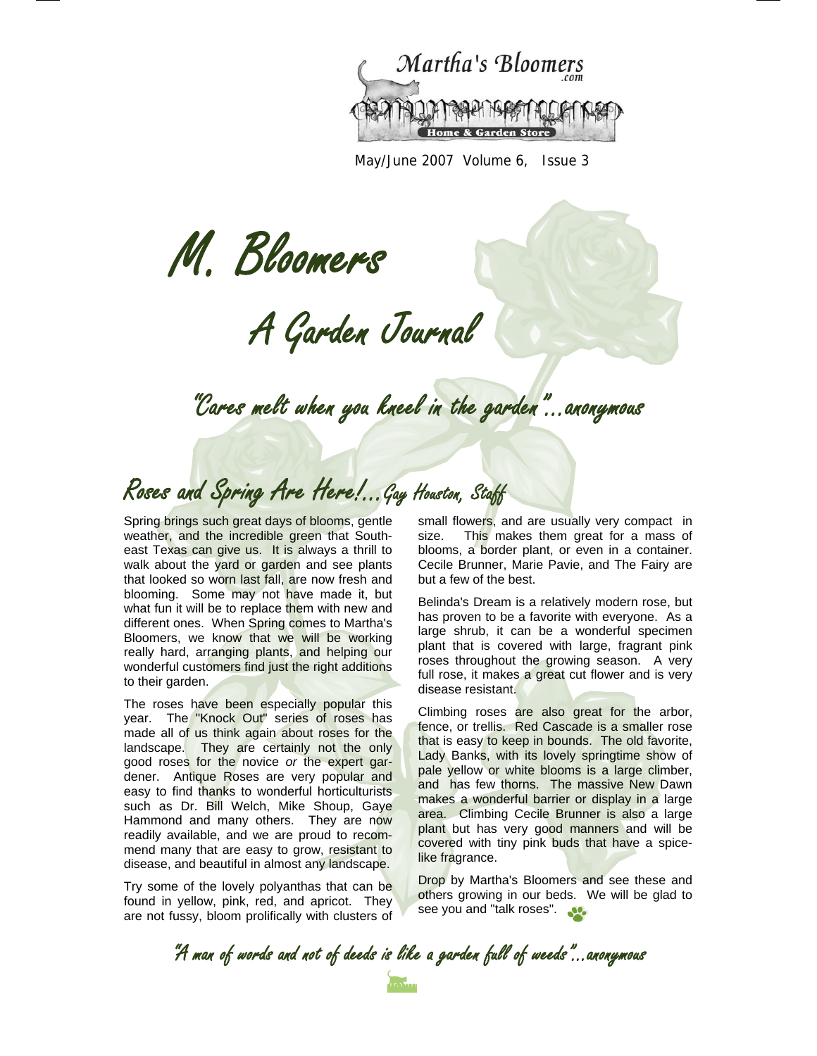Martha's Bloomers .com

Home & Garden Store

May/June 2007 Volume 6, Issue 3

# M. Bloomers

## A Garden Journal

*"Cares melt when you kneel in the garden"...anonymous*

## Roses and Spring Are Here!...Gay Houston, Staff

Spring brings such great days of blooms, gentle weather, and the incredible green that Southeast Texas can give us. It is always a thrill to walk about the yard or garden and see plants that looked so worn last fall, are now fresh and blooming. Some may not have made it, but what fun it will be to replace them with new and different ones. When Spring comes to Martha's Bloomers, we know that we will be working really hard, arranging plants, and helping our wonderful customers find just the right additions to their garden.

The roses have been especially popular this year. The "Knock Out" series of roses has made all of us think again about roses for the landscape. They are certainly not the only good roses for the novice *or* the expert gardener. Antique Roses are very popular and easy to find thanks to wonderful horticulturists such as Dr. Bill Welch, Mike Shoup, Gaye Hammond and many others. They are now readily available, and we are proud to recommend many that are easy to grow, resistant to disease, and beautiful in almost any landscape.

Try some of the lovely polyanthas that can be found in yellow, pink, red, and apricot. They are not fussy, bloom prolifically with clusters of small flowers, and are usually very compact in size. This makes them great for a mass of blooms, a border plant, or even in a container. Cecile Brunner, Marie Pavie, and The Fairy are but a few of the best.

Belinda's Dream is a relatively modern rose, but has proven to be a favorite with everyone. As a large shrub, it can be a wonderful specimen plant that is covered with large, fragrant pink roses throughout the growing season. A very full rose, it makes a great cut flower and is very disease resistant.

Climbing roses are also great for the arbor, fence, or trellis. Red Cascade is a smaller rose that is easy to keep in bounds. The old favorite, Lady Banks, with its lovely springtime show of pale yellow or white blooms is a large climber, and has few thorns. The massive New Dawn makes a wonderful barrier or display in a large area. Climbing Cecile Brunner is also a large plant but has very good manners and will be covered with tiny pink buds that have a spice-like fragrance.

Drop by Martha's Bloomers and see these and others growing in our beds. We will be glad to see you and "talk roses".

*"A man of words and not of deeds is like a garden full of weeds"...anonymous*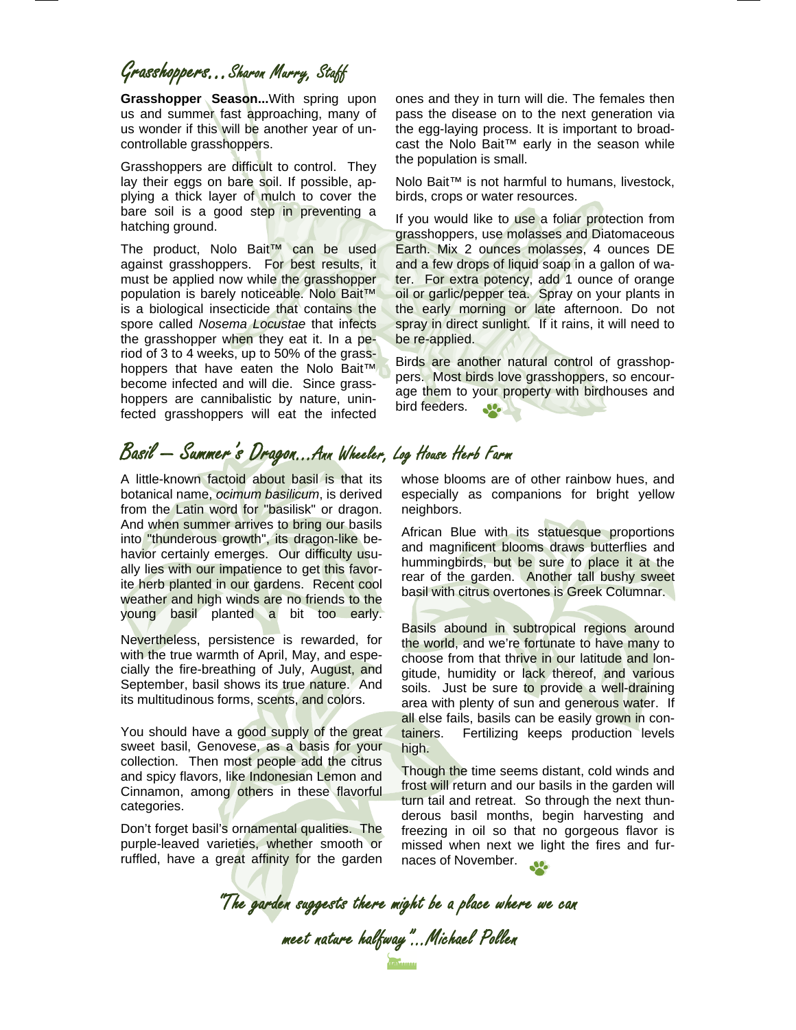## Grasshoppers…Sharon Murry, Staff

**Grasshopper Season...**With spring upon us and summer fast approaching, many of us wonder if this will be another year of uncontrollable grasshoppers.

Grasshoppers are difficult to control. They lay their eggs on bare soil. If possible, applying a thick layer of mulch to cover the bare soil is a good step in preventing a hatching ground.

The product, Nolo Bait™ can be used against grasshoppers. For best results, it must be applied now while the grasshopper population is barely noticeable. Nolo Bait™ is a biological insecticide that contains the spore called *Nosema Locustae* that infects the grasshopper when they eat it. In a period of 3 to 4 weeks, up to 50% of the grasshoppers that have eaten the Nolo Bait™ become infected and will die. Since grasshoppers are cannibalistic by nature, uninfected grasshoppers will eat the infected ones and they in turn will die. The females then pass the disease on to the next generation via the egg-laying process. It is important to broadcast the Nolo Bait™ early in the season while the population is small.

Nolo Bait™ is not harmful to humans, livestock, birds, crops or water resources.

If you would like to use a foliar protection from grasshoppers, use molasses and Diatomaceous Earth. Mix 2 ounces molasses, 4 ounces DE and a few drops of liquid soap in a gallon of water. For extra potency, add 1 ounce of orange oil or garlic/pepper tea. Spray on your plants in the early morning or late afternoon. Do not spray in direct sunlight. If it rains, it will need to be re-applied.

Birds are another natural control of grasshoppers. Most birds love grasshoppers, so encourage them to your property with birdhouses and bird feeders.

## Basil — Summer's Dragon…Ann Wheeler, Log House Herb Farm

A little-known factoid about basil is that its botanical name, *ocimum basilicum*, is derived from the Latin word for "basilisk" or dragon. And when summer arrives to bring our basils into "thunderous growth", its dragon-like behavior certainly emerges. Our difficulty usually lies with our impatience to get this favorite herb planted in our gardens. Recent cool weather and high winds are no friends to the young basil planted a bit too early.

Nevertheless, persistence is rewarded, for with the true warmth of April, May, and especially the fire-breathing of July, August, and September, basil shows its true nature. And its multitudinous forms, scents, and colors.

You should have a good supply of the great sweet basil, Genovese, as a basis for your collection. Then most people add the citrus and spicy flavors, like Indonesian Lemon and Cinnamon, among others in these flavorful categories.

Don't forget basil's ornamental qualities. The purple-leaved varieties, whether smooth or ruffled, have a great affinity for the garden whose blooms are of other rainbow hues, and especially as companions for bright yellow neighbors.

African Blue with its statuesque proportions and magnificent blooms draws butterflies and hummingbirds, but be sure to place it at the rear of the garden. Another tall bushy sweet basil with citrus overtones is Greek Columnar.

Basils abound in subtropical regions around the world, and we're fortunate to have many to choose from that thrive in our latitude and longitude, humidity or lack thereof, and various soils. Just be sure to provide a well-draining area with plenty of sun and generous water. If all else fails, basils can be easily grown in containers. Fertilizing keeps production levels high.

Though the time seems distant, cold winds and frost will return and our basils in the garden will turn tail and retreat. So through the next thunderous basil months, begin harvesting and freezing in oil so that no gorgeous flavor is missed when next we light the fires and furnaces of November.

*"The garden suggests there might be a place where we can meet nature halfway"...Michael Pollen*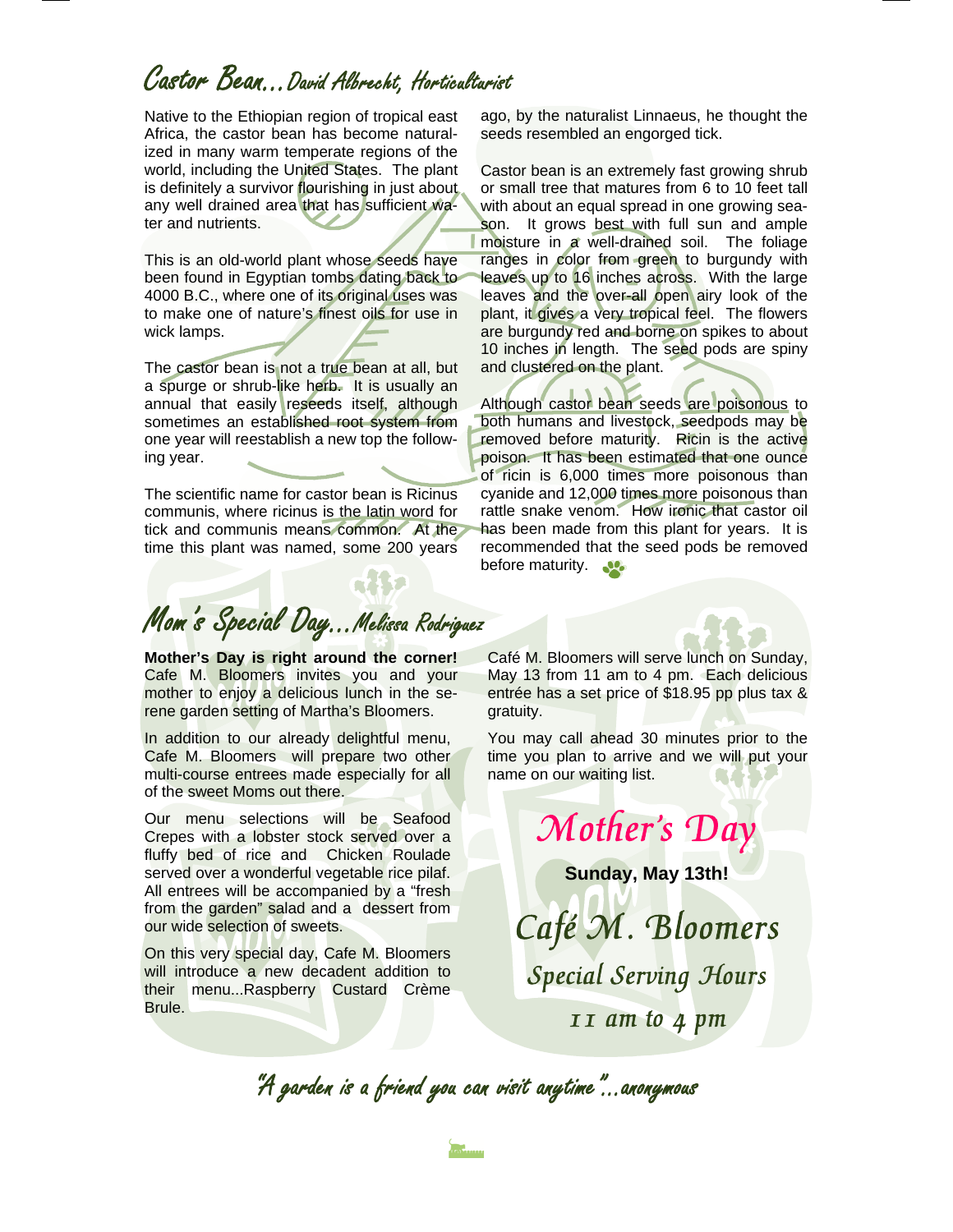## Castor Bean...David Albrecht, Horticulturist

Native to the Ethiopian region of tropical east Africa, the castor bean has become naturalized in many warm temperate regions of the world, including the United States. The plant is definitely a survivor flourishing in just about any well drained area that has sufficient water and nutrients.

This is an old-world plant whose seeds have been found in Egyptian tombs dating back to 4000 B.C., where one of its original uses was to make one of nature's finest oils for use in wick lamps.

The castor bean is not a true bean at all, but a spurge or shrub-like herb. It is usually an annual that easily reseeds itself, although sometimes an established root system from one year will reestablish a new top the following year.

The scientific name for castor bean is Ricinus communis, where ricinus is the latin word for tick and communis means common. At the time this plant was named, some 200 years ago, by the naturalist Linnaeus, he thought the seeds resembled an engorged tick.

Castor bean is an extremely fast growing shrub or small tree that matures from 6 to 10 feet tall with about an equal spread in one growing season. It grows best with full sun and ample moisture in a well-drained soil. The foliage ranges in color from green to burgundy with leaves up to 16 inches across. With the large leaves and the over-all open airy look of the plant, it gives a very tropical feel. The flowers are burgundy red and borne on spikes to about 10 inches in length. The seed pods are spiny and clustered on the plant.

Although castor bean seeds are poisonous to both humans and livestock, seedpods may be removed before maturity. Ricin is the active poison. It has been estimated that one ounce of ricin is 6,000 times more poisonous than cyanide and 12,000 times more poisonous than rattle snake venom. How ironic that castor oil has been made from this plant for years. It is recommended that the seed pods be removed before maturity.

## Mom's Special Day...Melissa Rodriguez

**Mother's Day is right around the corner!** Cafe M. Bloomers invites you and your mother to enjoy a delicious lunch in the serene garden setting of Martha's Bloomers.

In addition to our already delightful menu, Cafe M. Bloomers will prepare two other multi-course entrees made especially for all of the sweet Moms out there.

Our menu selections will be Seafood Crepes with a lobster stock served over a fluffy bed of rice and Chicken Roulade served over a wonderful vegetable rice pilaf. All entrees will be accompanied by a "fresh from the garden" salad and a dessert from our wide selection of sweets.

On this very special day, Cafe M. Bloomers will introduce a new decadent addition to their menu...Raspberry Custard Crème Brule.

Café M. Bloomers will serve lunch on Sunday, May 13 from 11 am to 4 pm. Each delicious entrée has a set price of $18.95 pp plus tax & gratuity.

You may call ahead 30 minutes prior to the time you plan to arrive and we will put your name on our waiting list.

*Mother's Day*

**Sunday, May 13th!**

*Café M. Bloomers*

*Special Serving Hours*

*11 am to 4 pm*

*"A garden is a friend you can visit anytime"...anonymous*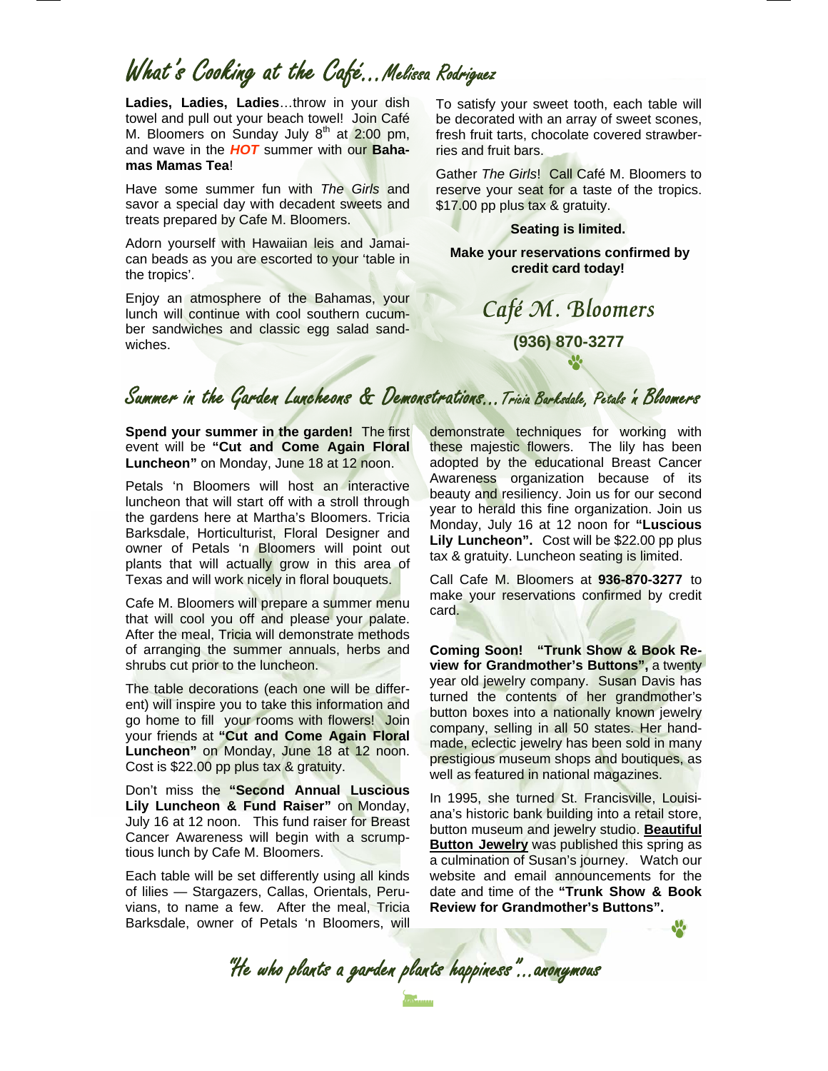## What's Cooking at the Café…Melissa Rodriguez

**Ladies, Ladies, Ladies**…throw in your dish towel and pull out your beach towel! Join Café M. Bloomers on Sunday July 8th at 2:00 pm, and wave in the ***HOT*** summer with our **Bahamas Mamas Tea**!

Have some summer fun with *The Girls* and savor a special day with decadent sweets and treats prepared by Cafe M. Bloomers.

Adorn yourself with Hawaiian leis and Jamaican beads as you are escorted to your 'table in the tropics'.

Enjoy an atmosphere of the Bahamas, your lunch will continue with cool southern cucumber sandwiches and classic egg salad sandwiches.

To satisfy your sweet tooth, each table will be decorated with an array of sweet scones, fresh fruit tarts, chocolate covered strawberries and fruit bars.

Gather *The Girls*! Call Café M. Bloomers to reserve your seat for a taste of the tropics. $17.00 pp plus tax & gratuity.

**Seating is limited.**

**Make your reservations confirmed by credit card today!**

*Café M. Bloomers*

**(936) 870-3277**

## Summer in the Garden Luncheons & Demonstrations…Tricia Barksdale, Petals 'n Bloomers

**Spend your summer in the garden!** The first event will be **"Cut and Come Again Floral Luncheon"** on Monday, June 18 at 12 noon.

Petals 'n Bloomers will host an interactive luncheon that will start off with a stroll through the gardens here at Martha's Bloomers. Tricia Barksdale, Horticulturist, Floral Designer and owner of Petals 'n Bloomers will point out plants that will actually grow in this area of Texas and will work nicely in floral bouquets.

Cafe M. Bloomers will prepare a summer menu that will cool you off and please your palate. After the meal, Tricia will demonstrate methods of arranging the summer annuals, herbs and shrubs cut prior to the luncheon.

The table decorations (each one will be different) will inspire you to take this information and go home to fill your rooms with flowers! Join your friends at **"Cut and Come Again Floral Luncheon"** on Monday, June 18 at 12 noon. Cost is $22.00 pp plus tax & gratuity.

Don't miss the **"Second Annual Luscious Lily Luncheon & Fund Raiser"** on Monday, July 16 at 12 noon. This fund raiser for Breast Cancer Awareness will begin with a scrumptious lunch by Cafe M. Bloomers.

Each table will be set differently using all kinds of lilies — Stargazers, Callas, Orientals, Peruvians, to name a few. After the meal, Tricia Barksdale, owner of Petals 'n Bloomers, will demonstrate techniques for working with these majestic flowers. The lily has been adopted by the educational Breast Cancer Awareness organization because of its beauty and resiliency. Join us for our second year to herald this fine organization. Join us Monday, July 16 at 12 noon for **"Luscious Lily Luncheon".** Cost will be $22.00 pp plus tax & gratuity. Luncheon seating is limited.

Call Cafe M. Bloomers at **936-870-3277** to make your reservations confirmed by credit card.

**Coming Soon! "Trunk Show & Book Review for Grandmother's Buttons",** a twenty year old jewelry company. Susan Davis has turned the contents of her grandmother's button boxes into a nationally known jewelry company, selling in all 50 states. Her handmade, eclectic jewelry has been sold in many prestigious museum shops and boutiques, as well as featured in national magazines.

In 1995, she turned St. Francisville, Louisiana's historic bank building into a retail store, button museum and jewelry studio. **Beautiful Button Jewelry** was published this spring as a culmination of Susan's journey. Watch our website and email announcements for the date and time of the **"Trunk Show & Book Review for Grandmother's Buttons".**

*"He who plants a garden plants happiness"…anonymous*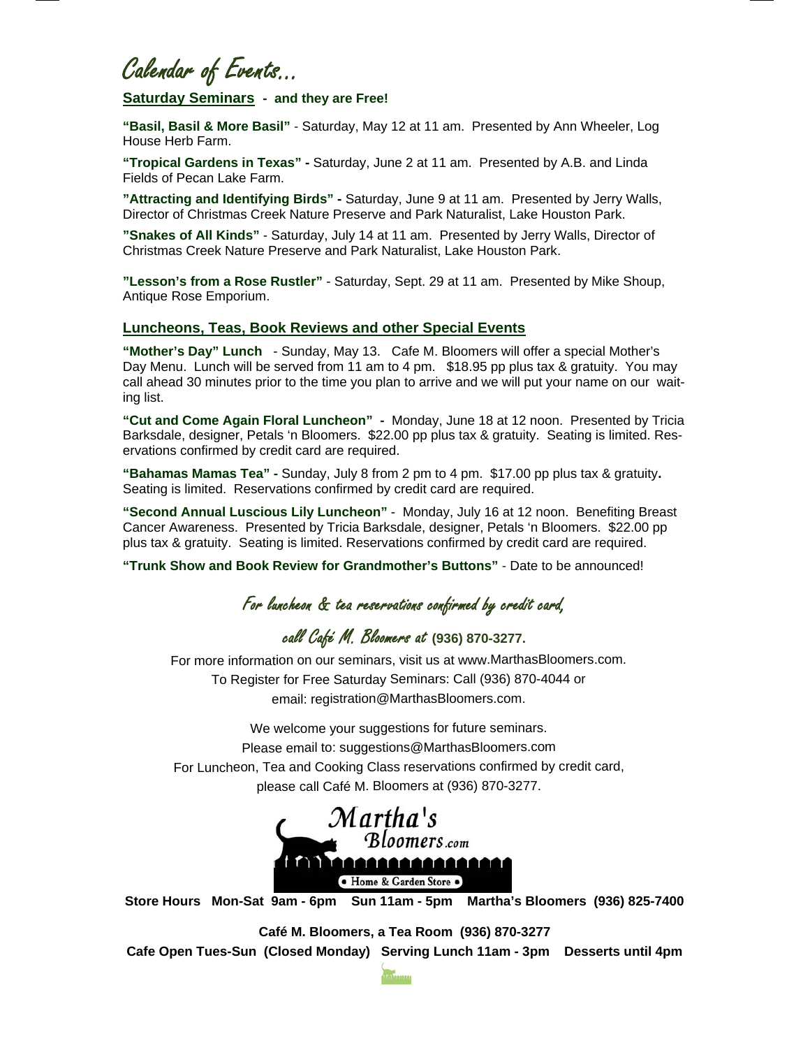# Calendar of Events...

## Saturday Seminars - and they are Free!

**"Basil, Basil & More Basil"** - Saturday, May 12 at 11 am. Presented by Ann Wheeler, Log House Herb Farm.

**"Tropical Gardens in Texas" -** Saturday, June 2 at 11 am. Presented by A.B. and Linda Fields of Pecan Lake Farm.

**"Attracting and Identifying Birds" -** Saturday, June 9 at 11 am. Presented by Jerry Walls, Director of Christmas Creek Nature Preserve and Park Naturalist, Lake Houston Park.

**"Snakes of All Kinds"** - Saturday, July 14 at 11 am. Presented by Jerry Walls, Director of Christmas Creek Nature Preserve and Park Naturalist, Lake Houston Park.

**"Lesson's from a Rose Rustler"** - Saturday, Sept. 29 at 11 am. Presented by Mike Shoup, Antique Rose Emporium.

## Luncheons, Teas, Book Reviews and other Special Events

**"Mother's Day" Lunch** - Sunday, May 13. Cafe M. Bloomers will offer a special Mother's Day Menu. Lunch will be served from 11 am to 4 pm. $18.95 pp plus tax & gratuity. You may call ahead 30 minutes prior to the time you plan to arrive and we will put your name on our waiting list.

**"Cut and Come Again Floral Luncheon" -** Monday, June 18 at 12 noon. Presented by Tricia Barksdale, designer, Petals 'n Bloomers. $22.00 pp plus tax & gratuity. Seating is limited. Reservations confirmed by credit card are required.

**"Bahamas Mamas Tea" -** Sunday, July 8 from 2 pm to 4 pm. $17.00 pp plus tax & gratuity**.** Seating is limited. Reservations confirmed by credit card are required.

**"Second Annual Luscious Lily Luncheon"** - Monday, July 16 at 12 noon. Benefiting Breast Cancer Awareness. Presented by Tricia Barksdale, designer, Petals 'n Bloomers. $22.00 pp plus tax & gratuity. Seating is limited. Reservations confirmed by credit card are required.

**"Trunk Show and Book Review for Grandmother's Buttons"** - Date to be announced!

*For luncheon & tea reservations confirmed by credit card,*

*call Café M. Bloomers at* **(936) 870-3277.**

For more information on our seminars, visit us at www.MarthasBloomers.com.
To Register for Free Saturday Seminars: Call (936) 870-4044 or
email: registration@MarthasBloomers.com.

We welcome your suggestions for future seminars.
Please email to: suggestions@MarthasBloomers.com
For Luncheon, Tea and Cooking Class reservations confirmed by credit card,
please call Café M. Bloomers at (936) 870-3277.

Martha's Bloomers.com
Home & Garden Store

**Store Hours Mon-Sat 9am - 6pm Sun 11am - 5pm Martha's Bloomers (936) 825-7400**

**Café M. Bloomers, a Tea Room (936) 870-3277**

**Cafe Open Tues-Sun (Closed Monday) Serving Lunch 11am - 3pm Desserts until 4pm**